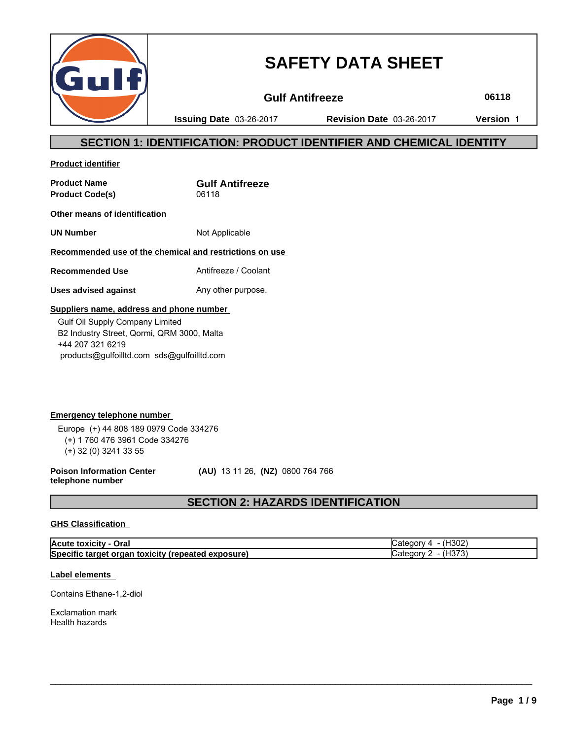# SAFETY DATA SHEET

**Gulf Antifreeze** **06118**

**Issuing Date** 03-26-2017 **Revision Date** 03-26-2017 **Version** 1

## SECTION 1: IDENTIFICATION: PRODUCT IDENTIFIER AND CHEMICAL IDENTITY

**Product identifier**

**Product Name** **Gulf Antifreeze**
**Product Code(s)** 06118

**Other means of identification**

**UN Number** Not Applicable

**Recommended use of the chemical and restrictions on use**

**Recommended Use** Antifreeze / Coolant

**Uses advised against** Any other purpose.

**Suppliers name, address and phone number**

Gulf Oil Supply Company Limited
B2 Industry Street, Qormi, QRM 3000, Malta
+44 207 321 6219
products@gulfoilltd.com sds@gulfoilltd.com

**Emergency telephone number**

Europe (+) 44 808 189 0979 Code 334276
(+) 1 760 476 3961 Code 334276
(+) 32 (0) 3241 33 55

**Poison Information Center telephone number** **(AU)** 13 11 26, **(NZ)** 0800 764 766

## SECTION 2: HAZARDS IDENTIFICATION

**GHS Classification**

| | |
|---|---|
| **Acute toxicity - Oral** | Category 4 - (H302) |
| **Specific target organ toxicity (repeated exposure)** | Category 2 - (H373) |

**Label elements**

Contains Ethane-1,2-diol

Exclamation mark
Health hazards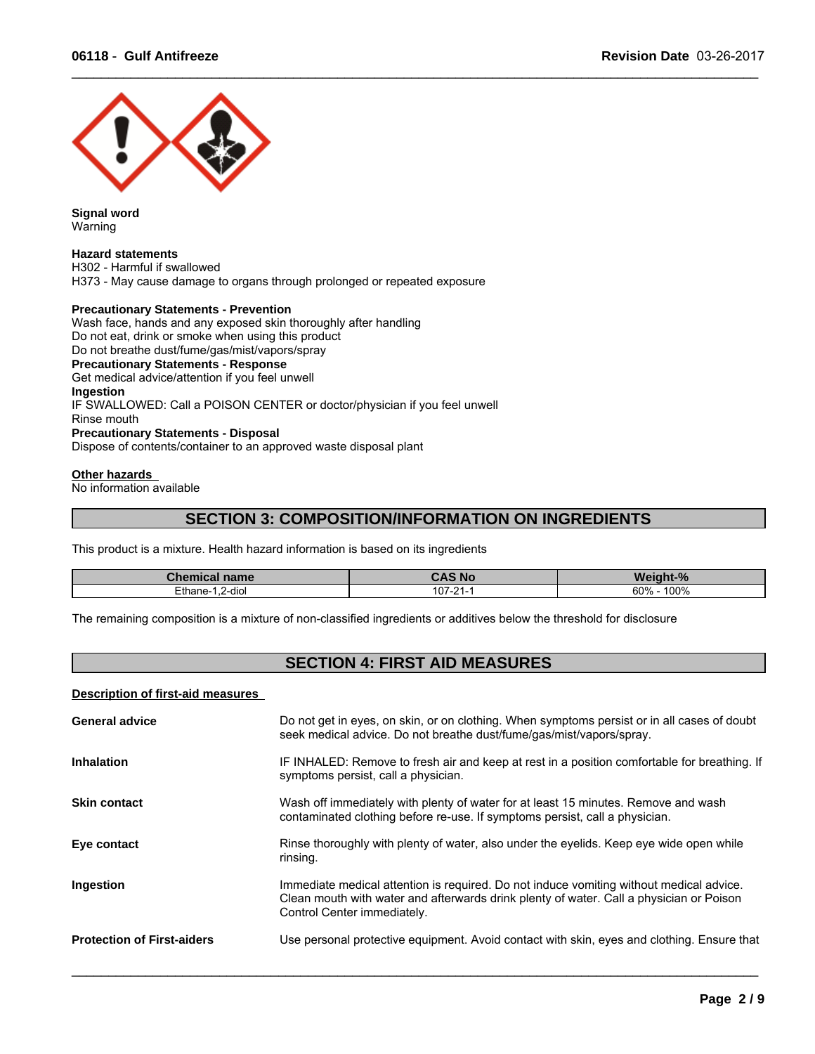**Signal word**
Warning

**Hazard statements**
H302 - Harmful if swallowed
H373 - May cause damage to organs through prolonged or repeated exposure

**Precautionary Statements - Prevention**
Wash face, hands and any exposed skin thoroughly after handling
Do not eat, drink or smoke when using this product
Do not breathe dust/fume/gas/mist/vapors/spray
**Precautionary Statements - Response**
Get medical advice/attention if you feel unwell
**Ingestion**
IF SWALLOWED: Call a POISON CENTER or doctor/physician if you feel unwell
Rinse mouth
**Precautionary Statements - Disposal**
Dispose of contents/container to an approved waste disposal plant

**Other hazards**
No information available

## SECTION 3: COMPOSITION/INFORMATION ON INGREDIENTS

This product is a mixture. Health hazard information is based on its ingredients

| Chemical name | CAS No | Weight-% |
|---|---|---|
| Ethane-1,2-diol | 107-21-1 | 60% - 100% |

The remaining composition is a mixture of non-classified ingredients or additives below the threshold for disclosure

## SECTION 4: FIRST AID MEASURES

**Description of first-aid measures**

**General advice** Do not get in eyes, on skin, or on clothing. When symptoms persist or in all cases of doubt seek medical advice. Do not breathe dust/fume/gas/mist/vapors/spray.

**Inhalation** IF INHALED: Remove to fresh air and keep at rest in a position comfortable for breathing. If symptoms persist, call a physician.

**Skin contact** Wash off immediately with plenty of water for at least 15 minutes. Remove and wash contaminated clothing before re-use. If symptoms persist, call a physician.

**Eye contact** Rinse thoroughly with plenty of water, also under the eyelids. Keep eye wide open while rinsing.

**Ingestion** Immediate medical attention is required. Do not induce vomiting without medical advice. Clean mouth with water and afterwards drink plenty of water. Call a physician or Poison Control Center immediately.

**Protection of First-aiders** Use personal protective equipment. Avoid contact with skin, eyes and clothing. Ensure that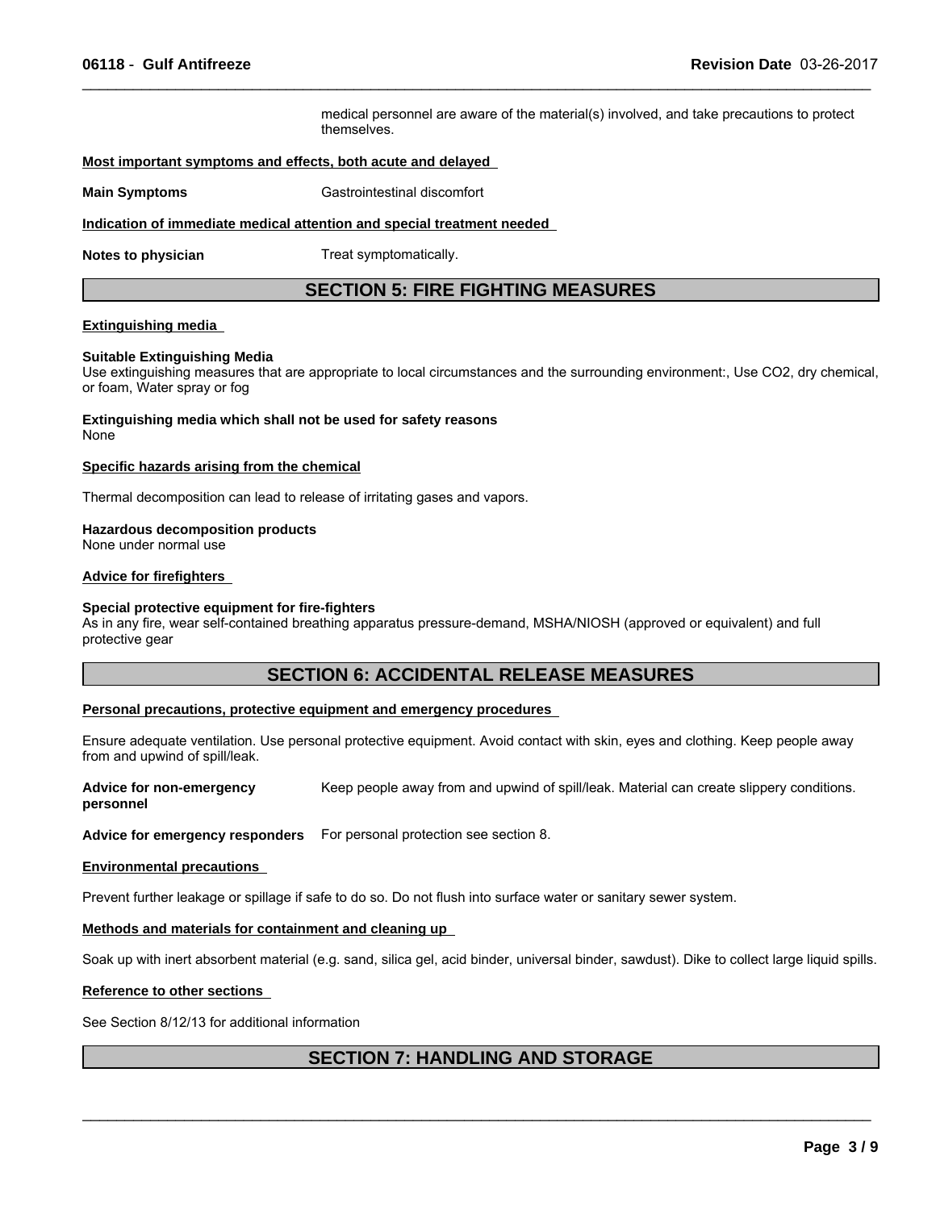medical personnel are aware of the material(s) involved, and take precautions to protect themselves.

**Most important symptoms and effects, both acute and delayed**

**Main Symptoms** Gastrointestinal discomfort

**Indication of immediate medical attention and special treatment needed**

**Notes to physician** Treat symptomatically.

## SECTION 5: FIRE FIGHTING MEASURES

**Extinguishing media**

**Suitable Extinguishing Media**
Use extinguishing measures that are appropriate to local circumstances and the surrounding environment:, Use $CO_2$, dry chemical, or foam, Water spray or fog

**Extinguishing media which shall not be used for safety reasons**
None

**Specific hazards arising from the chemical**

Thermal decomposition can lead to release of irritating gases and vapors.

**Hazardous decomposition products**
None under normal use

**Advice for firefighters**

**Special protective equipment for fire-fighters**
As in any fire, wear self-contained breathing apparatus pressure-demand, MSHA/NIOSH (approved or equivalent) and full protective gear

## SECTION 6: ACCIDENTAL RELEASE MEASURES

**Personal precautions, protective equipment and emergency procedures**

Ensure adequate ventilation. Use personal protective equipment. Avoid contact with skin, eyes and clothing. Keep people away from and upwind of spill/leak.

**Advice for non-emergency personnel** Keep people away from and upwind of spill/leak. Material can create slippery conditions.

**Advice for emergency responders** For personal protection see section 8.

**Environmental precautions**

Prevent further leakage or spillage if safe to do so. Do not flush into surface water or sanitary sewer system.

**Methods and materials for containment and cleaning up**

Soak up with inert absorbent material (e.g. sand, silica gel, acid binder, universal binder, sawdust). Dike to collect large liquid spills.

**Reference to other sections**

See Section 8/12/13 for additional information

## SECTION 7: HANDLING AND STORAGE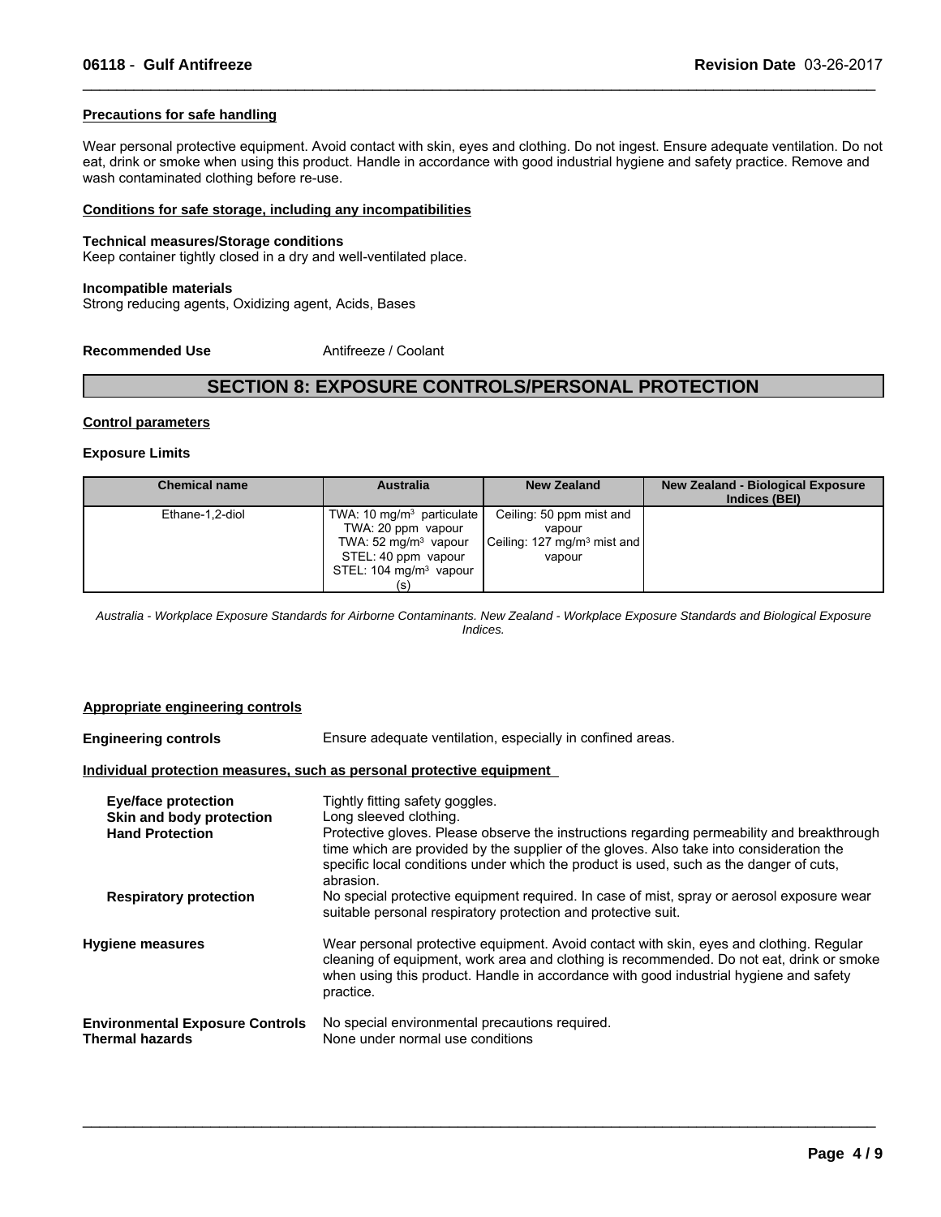**Precautions for safe handling**

Wear personal protective equipment. Avoid contact with skin, eyes and clothing. Do not ingest. Ensure adequate ventilation. Do not eat, drink or smoke when using this product. Handle in accordance with good industrial hygiene and safety practice. Remove and wash contaminated clothing before re-use.

**Conditions for safe storage, including any incompatibilities**

**Technical measures/Storage conditions**
Keep container tightly closed in a dry and well-ventilated place.

**Incompatible materials**
Strong reducing agents, Oxidizing agent, Acids, Bases

**Recommended Use** Antifreeze / Coolant

## SECTION 8: EXPOSURE CONTROLS/PERSONAL PROTECTION

**Control parameters**

**Exposure Limits**

| Chemical name | Australia | New Zealand | New Zealand - Biological Exposure Indices (BEI) |
| --- | --- | --- | --- |
| Ethane-1,2-diol | TWA: 10 mg/m$^3$ particulate<br>TWA: 20 ppm vapour<br>TWA: 52 mg/m$^3$ vapour<br>STEL: 40 ppm vapour<br>STEL: 104 mg/m$^3$ vapour (s) | Ceiling: 50 ppm mist and vapour<br>Ceiling: 127 mg/m$^3$ mist and vapour | |

*Australia - Workplace Exposure Standards for Airborne Contaminants. New Zealand - Workplace Exposure Standards and Biological Exposure Indices.*

**Appropriate engineering controls**

**Engineering controls** Ensure adequate ventilation, especially in confined areas.

**Individual protection measures, such as personal protective equipment**

**Eye/face protection** Tightly fitting safety goggles.

**Skin and body protection** Long sleeved clothing.

**Hand Protection** Protective gloves. Please observe the instructions regarding permeability and breakthrough time which are provided by the supplier of the gloves. Also take into consideration the specific local conditions under which the product is used, such as the danger of cuts, abrasion.

**Respiratory protection** No special protective equipment required. In case of mist, spray or aerosol exposure wear suitable personal respiratory protection and protective suit.

**Hygiene measures** Wear personal protective equipment. Avoid contact with skin, eyes and clothing. Regular cleaning of equipment, work area and clothing is recommended. Do not eat, drink or smoke when using this product. Handle in accordance with good industrial hygiene and safety practice.

**Environmental Exposure Controls** No special environmental precautions required.

**Thermal hazards** None under normal use conditions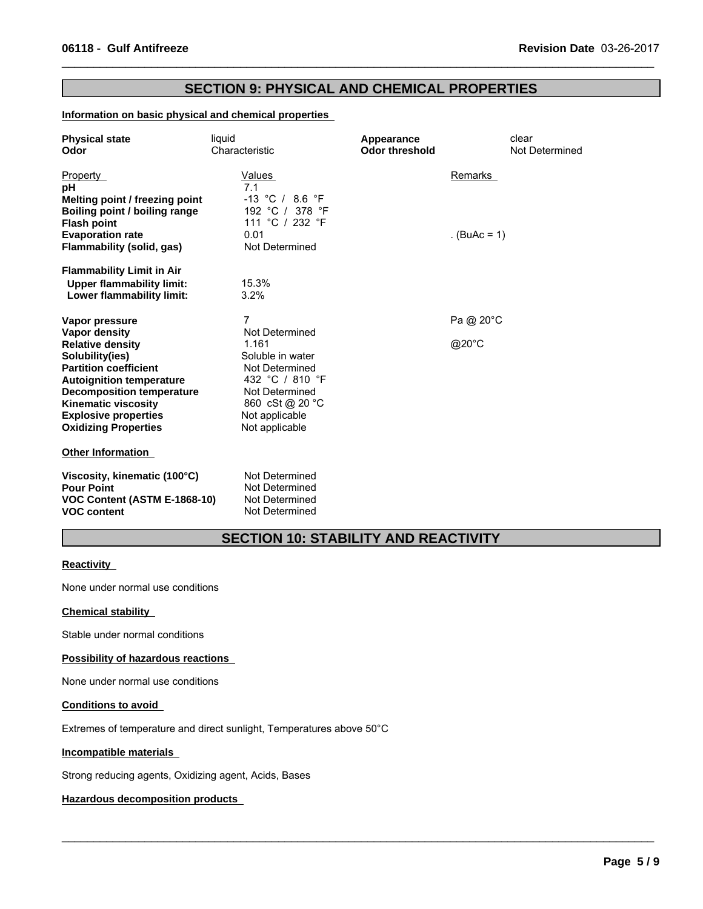## SECTION 9: PHYSICAL AND CHEMICAL PROPERTIES

### Information on basic physical and chemical properties

| | | | |
|---|---|---|---|
| **Physical state** | liquid | **Appearance** | clear |
| **Odor** | Characteristic | **Odor threshold** | Not Determined |

| Property | Values | Remarks |
|---|---|---|
| **pH** | 7.1 | |
| **Melting point / freezing point** | -13 °C / 8.6 °F | |
| **Boiling point / boiling range** | 192 °C / 378 °F | |
| **Flash point** | 111 °C / 232 °F | |
| **Evaporation rate** | 0.01 | . (BuAc = 1) |
| **Flammability (solid, gas)** | Not Determined | |
| **Flammability Limit in Air** | | |
| **Upper flammability limit:** | 15.3% | |
| **Lower flammability limit:** | 3.2% | |
| **Vapor pressure** | 7 | Pa @ 20°C |
| **Vapor density** | Not Determined | |
| **Relative density** | 1.161 | @20°C |
| **Solubility(ies)** | Soluble in water | |
| **Partition coefficient** | Not Determined | |
| **Autoignition temperature** | 432 °C / 810 °F | |
| **Decomposition temperature** | Not Determined | |
| **Kinematic viscosity** | 860 cSt @ 20 °C | |
| **Explosive properties** | Not applicable | |
| **Oxidizing Properties** | Not applicable | |

### Other Information

| | |
|---|---|
| **Viscosity, kinematic (100°C)** | Not Determined |
| **Pour Point** | Not Determined |
| **VOC Content (ASTM E-1868-10)** | Not Determined |
| **VOC content** | Not Determined |

## SECTION 10: STABILITY AND REACTIVITY

### Reactivity

None under normal use conditions

### Chemical stability

Stable under normal conditions

### Possibility of hazardous reactions

None under normal use conditions

### Conditions to avoid

Extremes of temperature and direct sunlight, Temperatures above 50°C

### Incompatible materials

Strong reducing agents, Oxidizing agent, Acids, Bases

### Hazardous decomposition products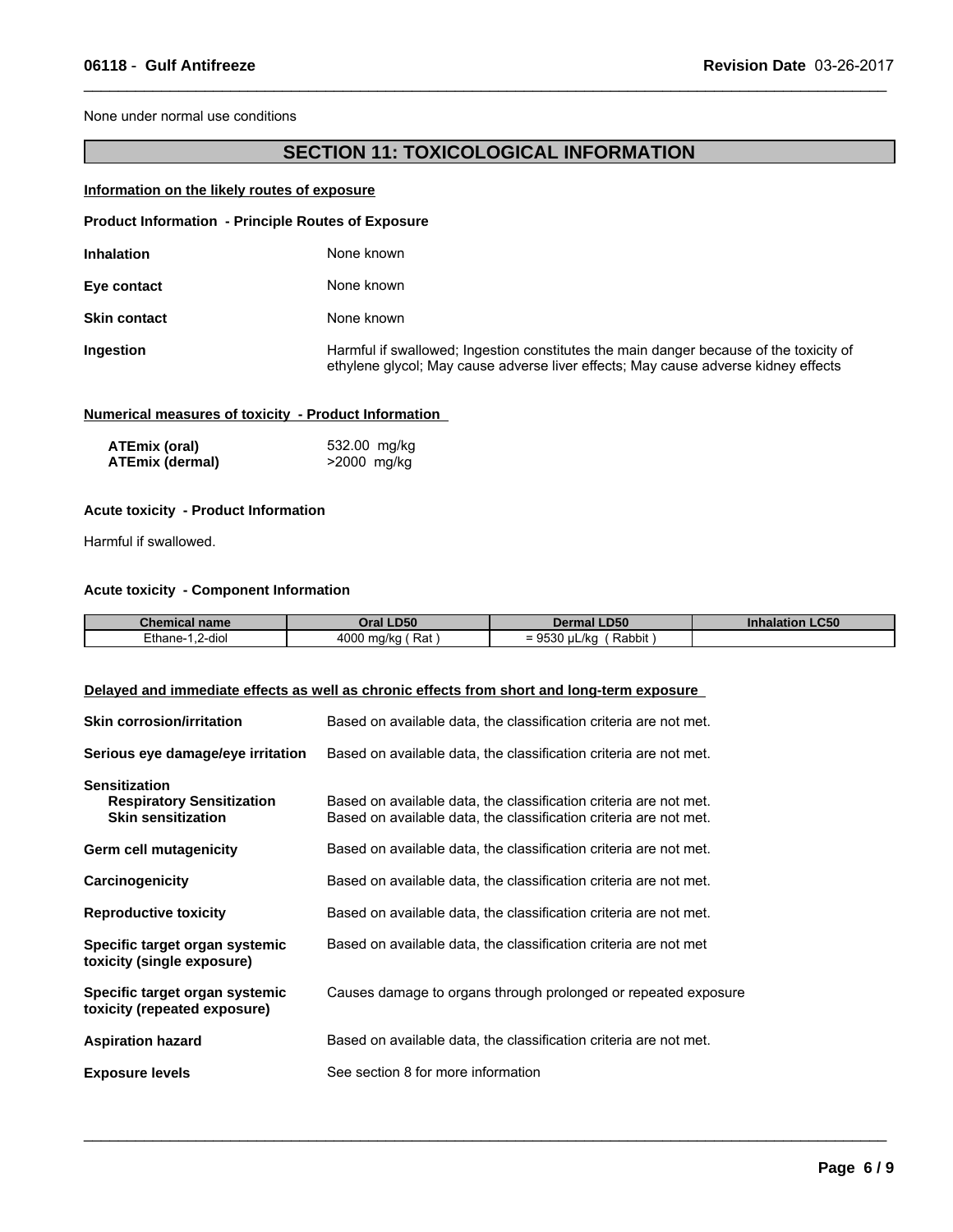None under normal use conditions

## SECTION 11: TOXICOLOGICAL INFORMATION

**Information on the likely routes of exposure**

**Product Information - Principle Routes of Exposure**

**Inhalation** None known

**Eye contact** None known

**Skin contact** None known

**Ingestion** Harmful if swallowed; Ingestion constitutes the main danger because of the toxicity of ethylene glycol; May cause adverse liver effects; May cause adverse kidney effects

**Numerical measures of toxicity - Product Information**

**ATEmix (oral)** 532.00 mg/kg
**ATEmix (dermal)** >2000 mg/kg

**Acute toxicity - Product Information**

Harmful if swallowed.

**Acute toxicity - Component Information**

| Chemical name | Oral LD50 | Dermal LD50 | Inhalation LC50 |
|---|---|---|---|
| Ethane-1,2-diol | 4000 mg/kg ( Rat ) | = 9530 µL/kg ( Rabbit ) | |

**Delayed and immediate effects as well as chronic effects from short and long-term exposure**

**Skin corrosion/irritation** Based on available data, the classification criteria are not met.

**Serious eye damage/eye irritation** Based on available data, the classification criteria are not met.

**Sensitization**
**Respiratory Sensitization** Based on available data, the classification criteria are not met.
**Skin sensitization** Based on available data, the classification criteria are not met.

**Germ cell mutagenicity** Based on available data, the classification criteria are not met.

**Carcinogenicity** Based on available data, the classification criteria are not met.

**Reproductive toxicity** Based on available data, the classification criteria are not met.

**Specific target organ systemic toxicity (single exposure)** Based on available data, the classification criteria are not met

**Specific target organ systemic toxicity (repeated exposure)** Causes damage to organs through prolonged or repeated exposure

**Aspiration hazard** Based on available data, the classification criteria are not met.

**Exposure levels** See section 8 for more information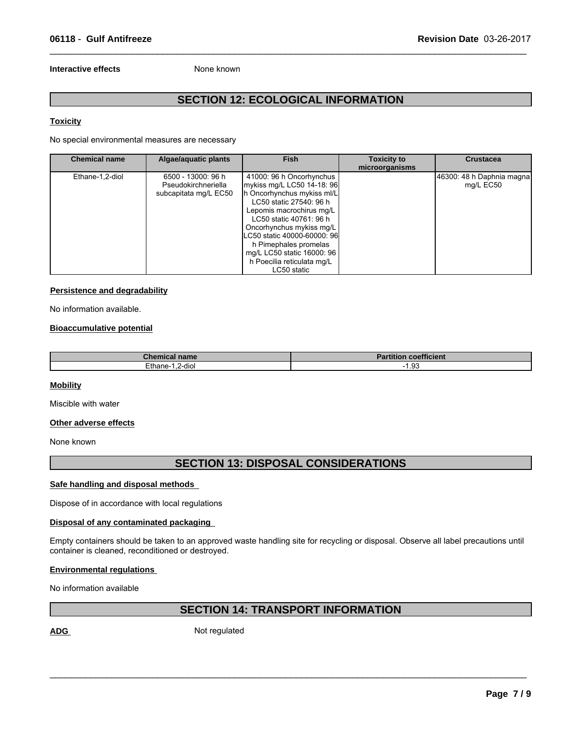**Interactive effects** None known

## SECTION 12: ECOLOGICAL INFORMATION

### Toxicity

No special environmental measures are necessary

| Chemical name | Algae/aquatic plants | Fish | Toxicity to microorganisms | Crustacea |
|---|---|---|---|---|
| Ethane-1,2-diol | 6500 - 13000: 96 h Pseudokirchneriella subcapitata mg/L EC50 | 41000: 96 h Oncorhynchus mykiss mg/L LC50 14-18: 96 h Oncorhynchus mykiss ml/L LC50 static 27540: 96 h Lepomis macrochirus mg/L LC50 static 40761: 96 h Oncorhynchus mykiss mg/L LC50 static 40000-60000: 96 h Pimephales promelas mg/L LC50 static 16000: 96 h Poecilia reticulata mg/L LC50 static | | 46300: 48 h Daphnia magna mg/L EC50 |

### Persistence and degradability

No information available.

### Bioaccumulative potential

| Chemical name | Partition coefficient |
|---|---|
| Ethane-1,2-diol | -1.93 |

### Mobility

Miscible with water

### Other adverse effects

None known

## SECTION 13: DISPOSAL CONSIDERATIONS

### Safe handling and disposal methods

Dispose of in accordance with local regulations

### Disposal of any contaminated packaging

Empty containers should be taken to an approved waste handling site for recycling or disposal. Observe all label precautions until container is cleaned, reconditioned or destroyed.

### Environmental regulations

No information available

## SECTION 14: TRANSPORT INFORMATION

**ADG** Not regulated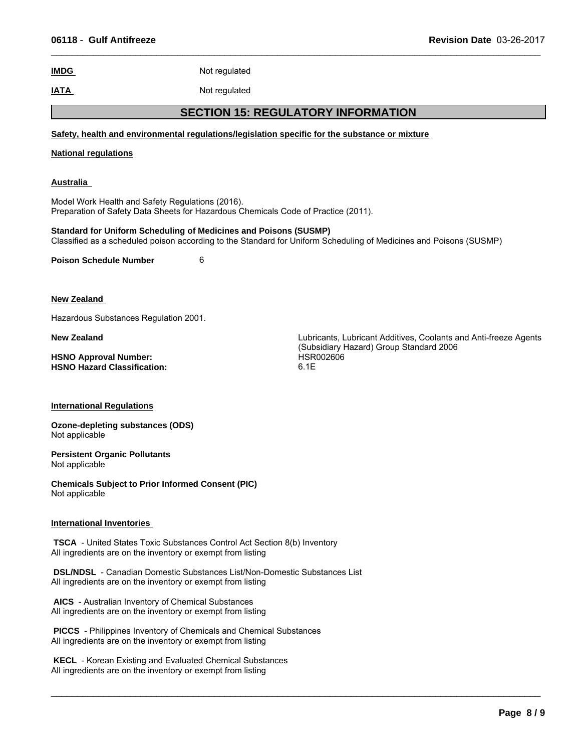**IMDG** Not regulated

**IATA** Not regulated

## SECTION 15: REGULATORY INFORMATION

**Safety, health and environmental regulations/legislation specific for the substance or mixture**

**National regulations**

**Australia**

Model Work Health and Safety Regulations (2016).
Preparation of Safety Data Sheets for Hazardous Chemicals Code of Practice (2011).

**Standard for Uniform Scheduling of Medicines and Poisons (SUSMP)**
Classified as a scheduled poison according to the Standard for Uniform Scheduling of Medicines and Poisons (SUSMP)

**Poison Schedule Number** 6

**New Zealand**

Hazardous Substances Regulation 2001.

| | |
|---|---|
| **New Zealand** | Lubricants, Lubricant Additives, Coolants and Anti-freeze Agents (Subsidiary Hazard) Group Standard 2006 |
| **HSNO Approval Number:** | HSR002606 |
| **HSNO Hazard Classification:** | 6.1E |

**International Regulations**

**Ozone-depleting substances (ODS)**
Not applicable

**Persistent Organic Pollutants**
Not applicable

**Chemicals Subject to Prior Informed Consent (PIC)**
Not applicable

**International Inventories**

**TSCA** - United States Toxic Substances Control Act Section 8(b) Inventory
All ingredients are on the inventory or exempt from listing

**DSL/NDSL** - Canadian Domestic Substances List/Non-Domestic Substances List
All ingredients are on the inventory or exempt from listing

**AICS** - Australian Inventory of Chemical Substances
All ingredients are on the inventory or exempt from listing

**PICCS** - Philippines Inventory of Chemicals and Chemical Substances
All ingredients are on the inventory or exempt from listing

**KECL** - Korean Existing and Evaluated Chemical Substances
All ingredients are on the inventory or exempt from listing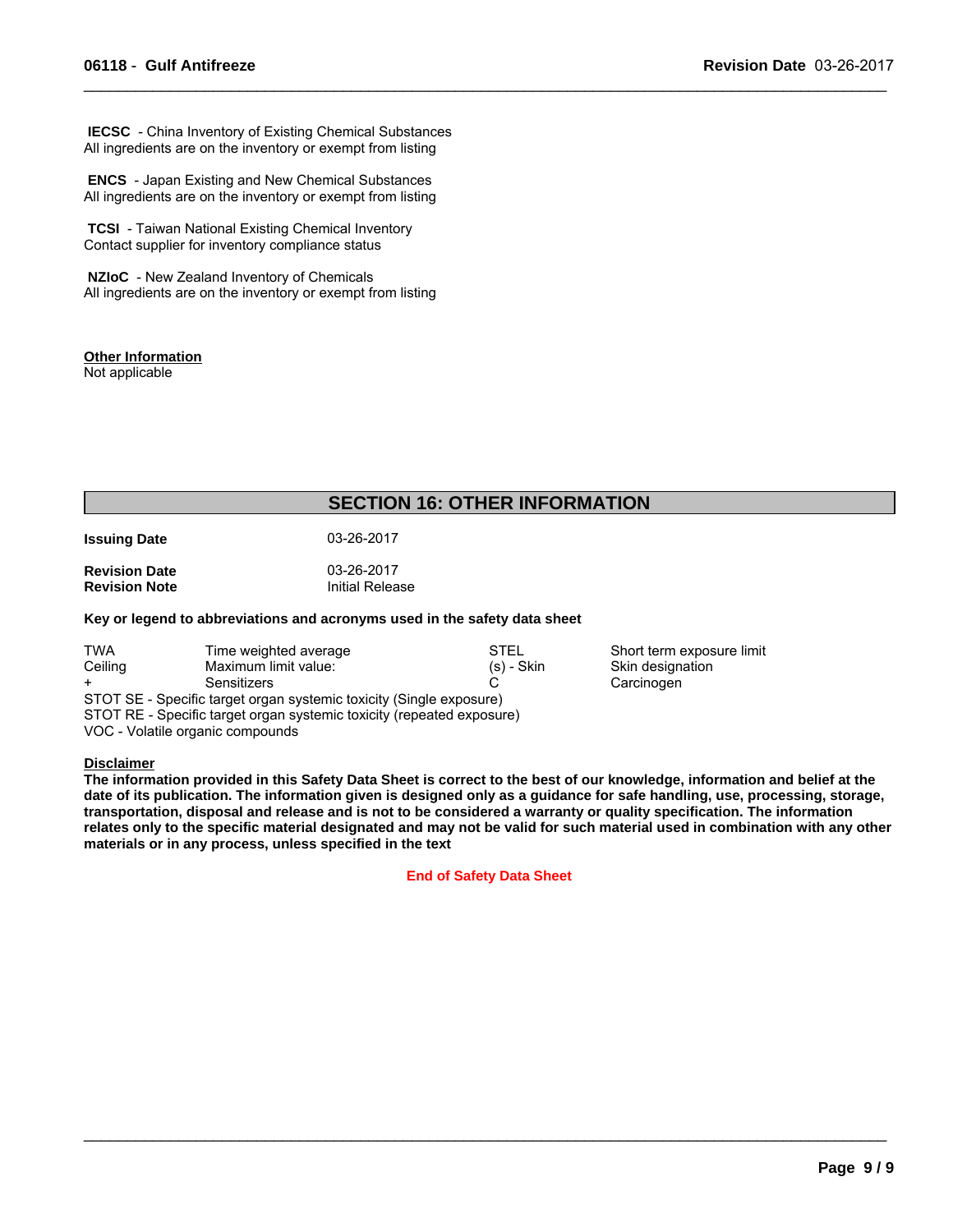**IECSC** - China Inventory of Existing Chemical Substances
All ingredients are on the inventory or exempt from listing

**ENCS** - Japan Existing and New Chemical Substances
All ingredients are on the inventory or exempt from listing

**TCSI** - Taiwan National Existing Chemical Inventory
Contact supplier for inventory compliance status

**NZIoC** - New Zealand Inventory of Chemicals
All ingredients are on the inventory or exempt from listing

**Other Information**
Not applicable

## SECTION 16: OTHER INFORMATION

**Issuing Date** 03-26-2017

**Revision Date** 03-26-2017
**Revision Note** Initial Release

**Key or legend to abbreviations and acronyms used in the safety data sheet**

| | | | |
|---|---|---|---|
| TWA | Time weighted average | STEL | Short term exposure limit |
| Ceiling | Maximum limit value: | (s) - Skin | Skin designation |
| + | Sensitizers | C | Carcinogen |

STOT SE - Specific target organ systemic toxicity (Single exposure)
STOT RE - Specific target organ systemic toxicity (repeated exposure)
VOC - Volatile organic compounds

**Disclaimer**
**The information provided in this Safety Data Sheet is correct to the best of our knowledge, information and belief at the date of its publication. The information given is designed only as a guidance for safe handling, use, processing, storage, transportation, disposal and release and is not to be considered a warranty or quality specification. The information relates only to the specific material designated and may not be valid for such material used in combination with any other materials or in any process, unless specified in the text**

**End of Safety Data Sheet**